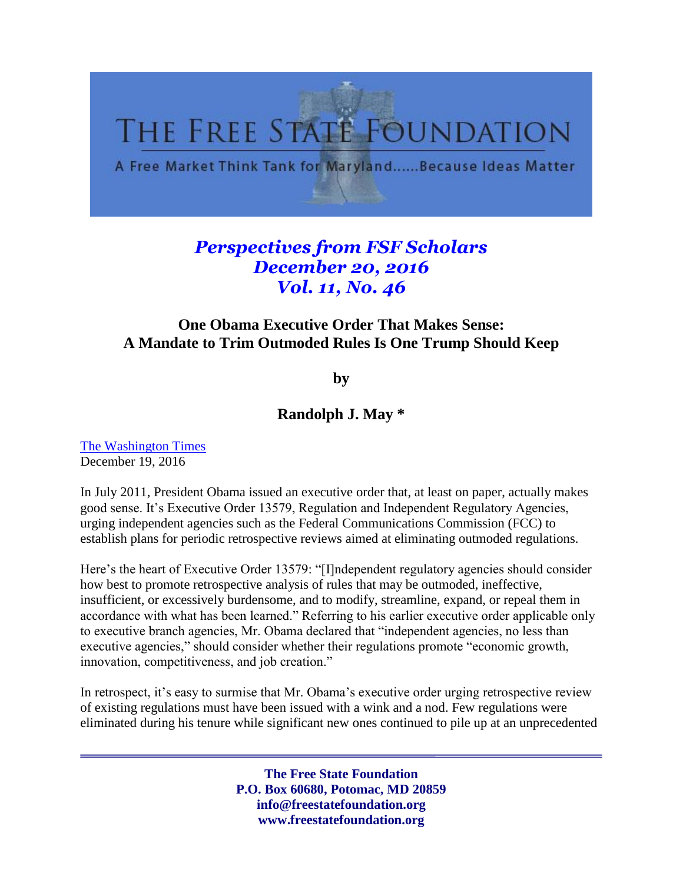# THE FREE STATE FOUNDATION

A Free Market Think Tank for Maryland......Because Ideas Matter

***Perspectives from FSF Scholars***
***December 20, 2016***
***Vol. 11, No. 46***

## One Obama Executive Order That Makes Sense: A Mandate to Trim Outmoded Rules Is One Trump Should Keep

**by**

**Randolph J. May ***

The Washington Times
December 19, 2016

In July 2011, President Obama issued an executive order that, at least on paper, actually makes good sense. It's Executive Order 13579, Regulation and Independent Regulatory Agencies, urging independent agencies such as the Federal Communications Commission (FCC) to establish plans for periodic retrospective reviews aimed at eliminating outmoded regulations.

Here's the heart of Executive Order 13579: "[I]ndependent regulatory agencies should consider how best to promote retrospective analysis of rules that may be outmoded, ineffective, insufficient, or excessively burdensome, and to modify, streamline, expand, or repeal them in accordance with what has been learned." Referring to his earlier executive order applicable only to executive branch agencies, Mr. Obama declared that "independent agencies, no less than executive agencies," should consider whether their regulations promote "economic growth, innovation, competitiveness, and job creation."

In retrospect, it's easy to surmise that Mr. Obama's executive order urging retrospective review of existing regulations must have been issued with a wink and a nod. Few regulations were eliminated during his tenure while significant new ones continued to pile up at an unprecedented

**The Free State Foundation**
**P.O. Box 60680, Potomac, MD 20859**
**info@freestatefoundation.org**
**www.freestatefoundation.org**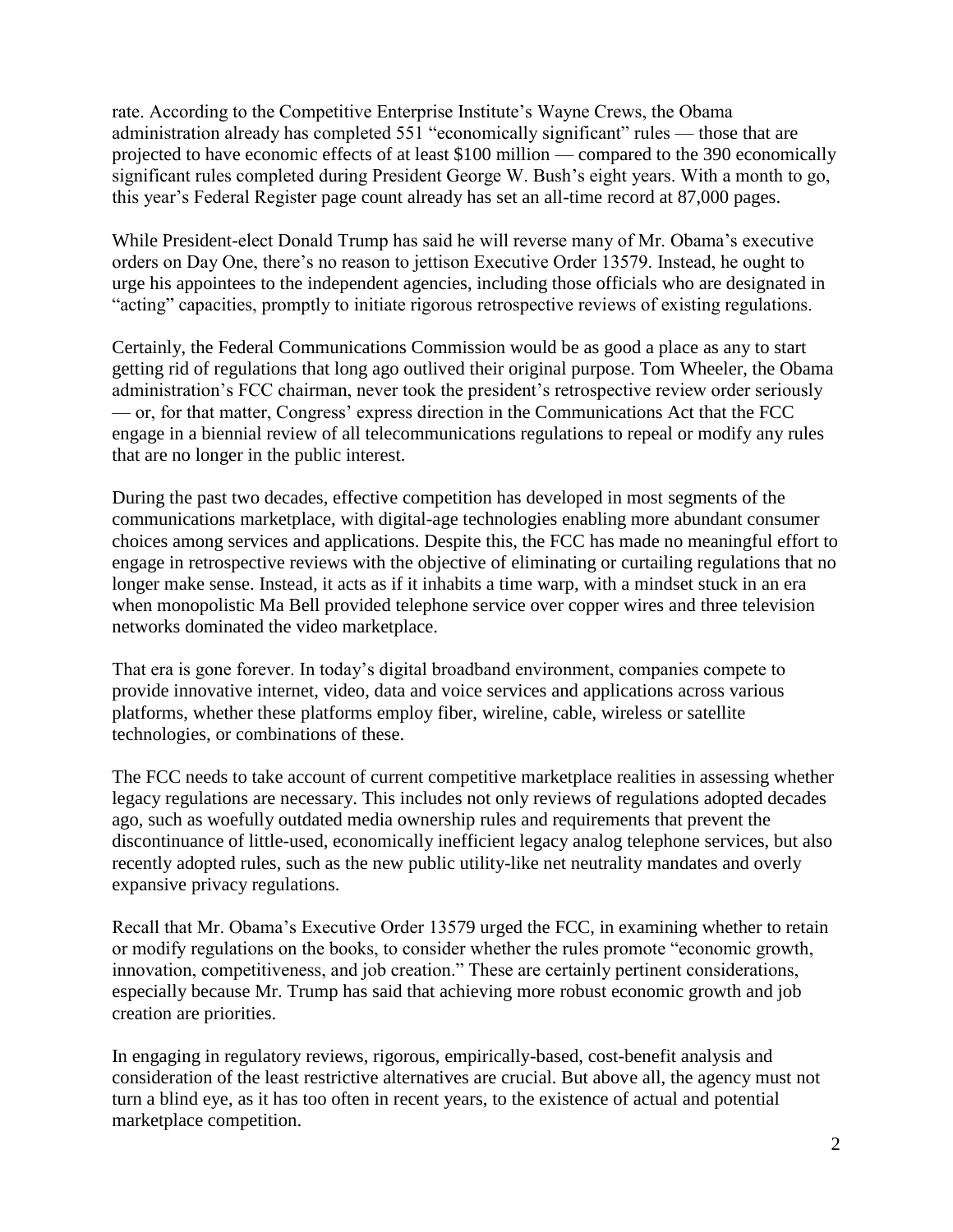rate. According to the Competitive Enterprise Institute's Wayne Crews, the Obama administration already has completed 551 "economically significant" rules — those that are projected to have economic effects of at least $100 million — compared to the 390 economically significant rules completed during President George W. Bush's eight years. With a month to go, this year's Federal Register page count already has set an all-time record at 87,000 pages.

While President-elect Donald Trump has said he will reverse many of Mr. Obama's executive orders on Day One, there's no reason to jettison Executive Order 13579. Instead, he ought to urge his appointees to the independent agencies, including those officials who are designated in "acting" capacities, promptly to initiate rigorous retrospective reviews of existing regulations.

Certainly, the Federal Communications Commission would be as good a place as any to start getting rid of regulations that long ago outlived their original purpose. Tom Wheeler, the Obama administration's FCC chairman, never took the president's retrospective review order seriously — or, for that matter, Congress' express direction in the Communications Act that the FCC engage in a biennial review of all telecommunications regulations to repeal or modify any rules that are no longer in the public interest.

During the past two decades, effective competition has developed in most segments of the communications marketplace, with digital-age technologies enabling more abundant consumer choices among services and applications. Despite this, the FCC has made no meaningful effort to engage in retrospective reviews with the objective of eliminating or curtailing regulations that no longer make sense. Instead, it acts as if it inhabits a time warp, with a mindset stuck in an era when monopolistic Ma Bell provided telephone service over copper wires and three television networks dominated the video marketplace.

That era is gone forever. In today's digital broadband environment, companies compete to provide innovative internet, video, data and voice services and applications across various platforms, whether these platforms employ fiber, wireline, cable, wireless or satellite technologies, or combinations of these.

The FCC needs to take account of current competitive marketplace realities in assessing whether legacy regulations are necessary. This includes not only reviews of regulations adopted decades ago, such as woefully outdated media ownership rules and requirements that prevent the discontinuance of little-used, economically inefficient legacy analog telephone services, but also recently adopted rules, such as the new public utility-like net neutrality mandates and overly expansive privacy regulations.

Recall that Mr. Obama's Executive Order 13579 urged the FCC, in examining whether to retain or modify regulations on the books, to consider whether the rules promote "economic growth, innovation, competitiveness, and job creation." These are certainly pertinent considerations, especially because Mr. Trump has said that achieving more robust economic growth and job creation are priorities.

In engaging in regulatory reviews, rigorous, empirically-based, cost-benefit analysis and consideration of the least restrictive alternatives are crucial. But above all, the agency must not turn a blind eye, as it has too often in recent years, to the existence of actual and potential marketplace competition.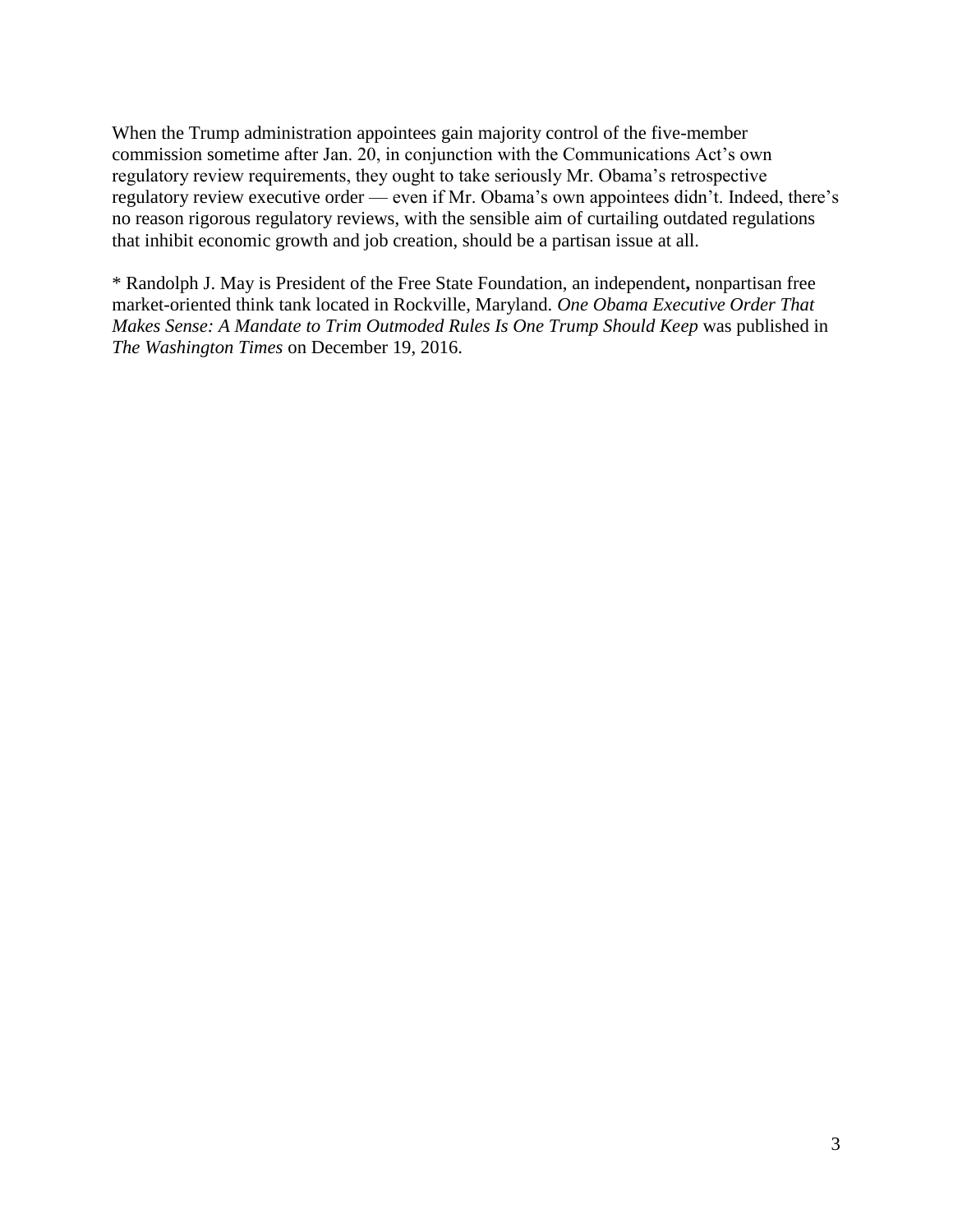When the Trump administration appointees gain majority control of the five-member commission sometime after Jan. 20, in conjunction with the Communications Act's own regulatory review requirements, they ought to take seriously Mr. Obama's retrospective regulatory review executive order — even if Mr. Obama's own appointees didn't. Indeed, there's no reason rigorous regulatory reviews, with the sensible aim of curtailing outdated regulations that inhibit economic growth and job creation, should be a partisan issue at all.

* Randolph J. May is President of the Free State Foundation, an independent**,** nonpartisan free market-oriented think tank located in Rockville, Maryland. *One Obama Executive Order That Makes Sense: A Mandate to Trim Outmoded Rules Is One Trump Should Keep* was published in *The Washington Times* on December 19, 2016.